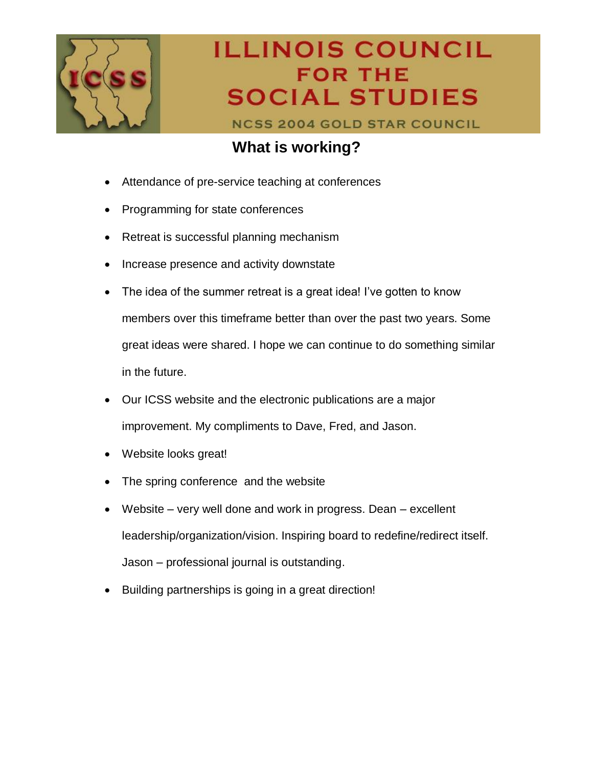# ILLINOIS COUNCIL FOR THE SOCIAL STUDIES

NCSS 2004 GOLD STAR COUNCIL

## What is working?

- Attendance of pre-service teaching at conferences
- Programming for state conferences
- Retreat is successful planning mechanism
- Increase presence and activity downstate
- The idea of the summer retreat is a great idea! I've gotten to know members over this timeframe better than over the past two years. Some great ideas were shared. I hope we can continue to do something similar in the future.
- Our ICSS website and the electronic publications are a major improvement. My compliments to Dave, Fred, and Jason.
- Website looks great!
- The spring conference and the website
- Website – very well done and work in progress. Dean – excellent leadership/organization/vision. Inspiring board to redefine/redirect itself. Jason – professional journal is outstanding.
- Building partnerships is going in a great direction!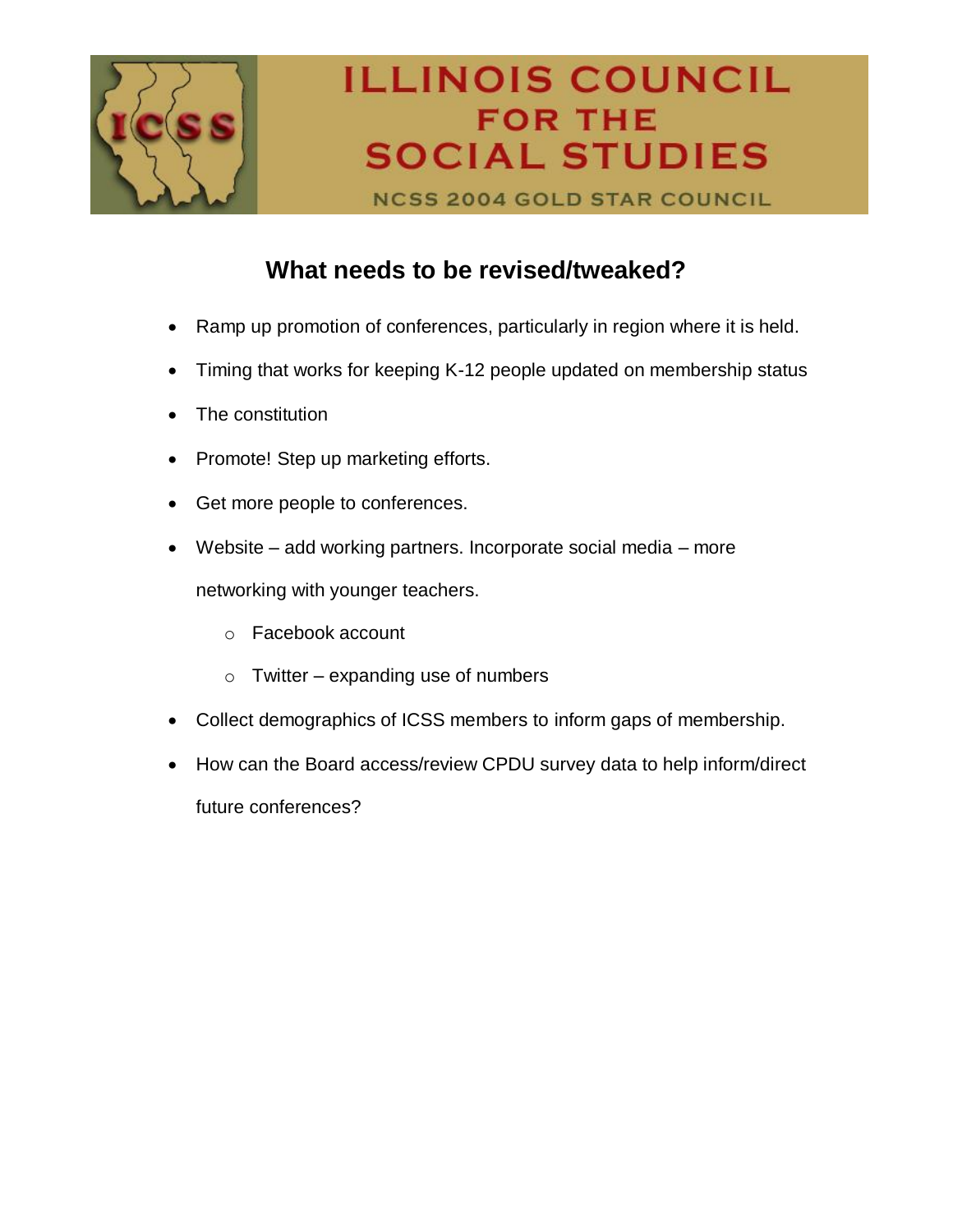# ILLINOIS COUNCIL FOR THE SOCIAL STUDIES

NCSS 2004 GOLD STAR COUNCIL

## What needs to be revised/tweaked?

- Ramp up promotion of conferences, particularly in region where it is held.
- Timing that works for keeping K-12 people updated on membership status
- The constitution
- Promote! Step up marketing efforts.
- Get more people to conferences.
- Website – add working partners. Incorporate social media – more networking with younger teachers.
  - Facebook account
  - Twitter – expanding use of numbers
- Collect demographics of ICSS members to inform gaps of membership.
- How can the Board access/review CPDU survey data to help inform/direct future conferences?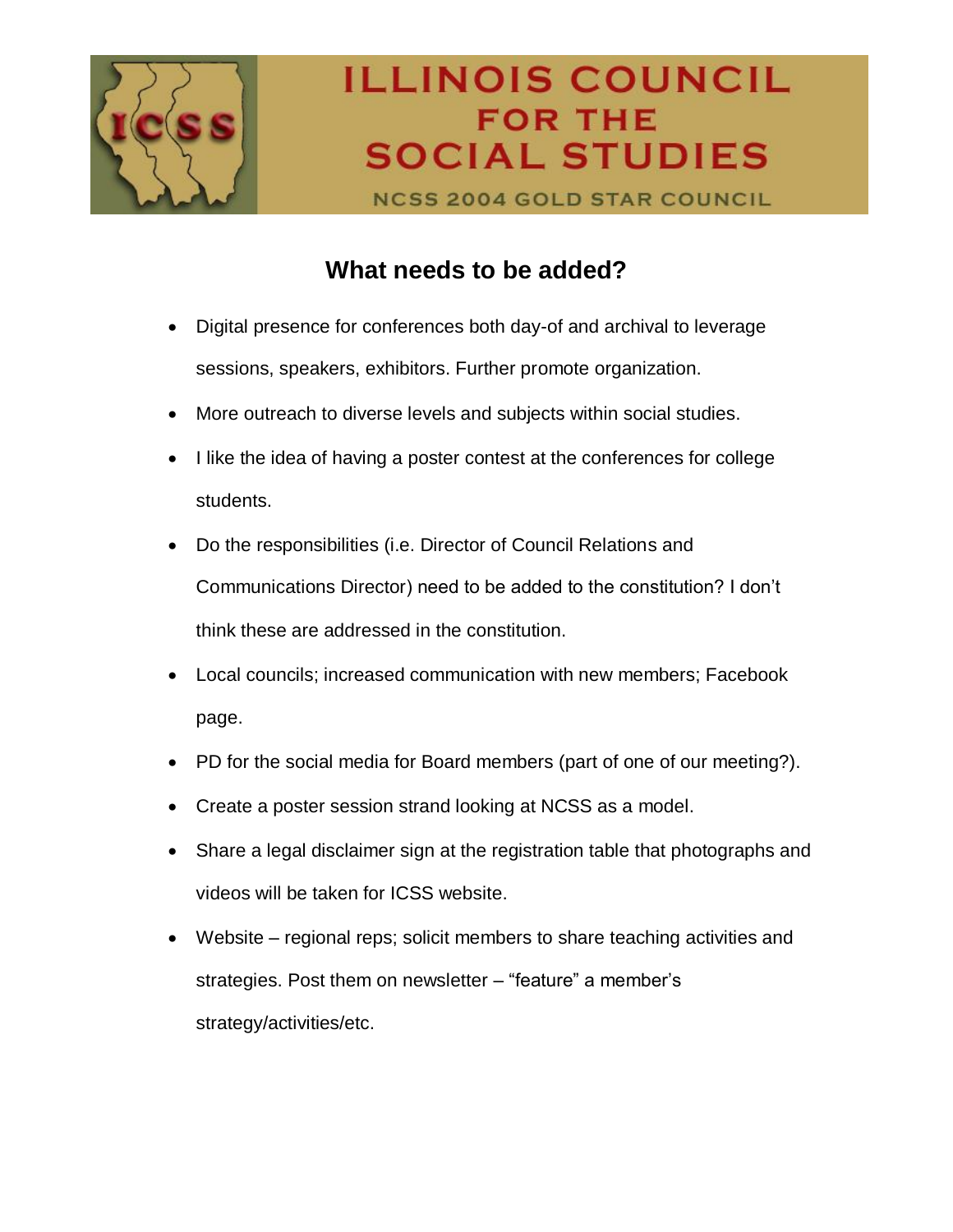# ILLINOIS COUNCIL FOR THE SOCIAL STUDIES

NCSS 2004 GOLD STAR COUNCIL

## What needs to be added?

- Digital presence for conferences both day-of and archival to leverage sessions, speakers, exhibitors. Further promote organization.
- More outreach to diverse levels and subjects within social studies.
- I like the idea of having a poster contest at the conferences for college students.
- Do the responsibilities (i.e. Director of Council Relations and Communications Director) need to be added to the constitution? I don't think these are addressed in the constitution.
- Local councils; increased communication with new members; Facebook page.
- PD for the social media for Board members (part of one of our meeting?).
- Create a poster session strand looking at NCSS as a model.
- Share a legal disclaimer sign at the registration table that photographs and videos will be taken for ICSS website.
- Website – regional reps; solicit members to share teaching activities and strategies. Post them on newsletter – "feature" a member's strategy/activities/etc.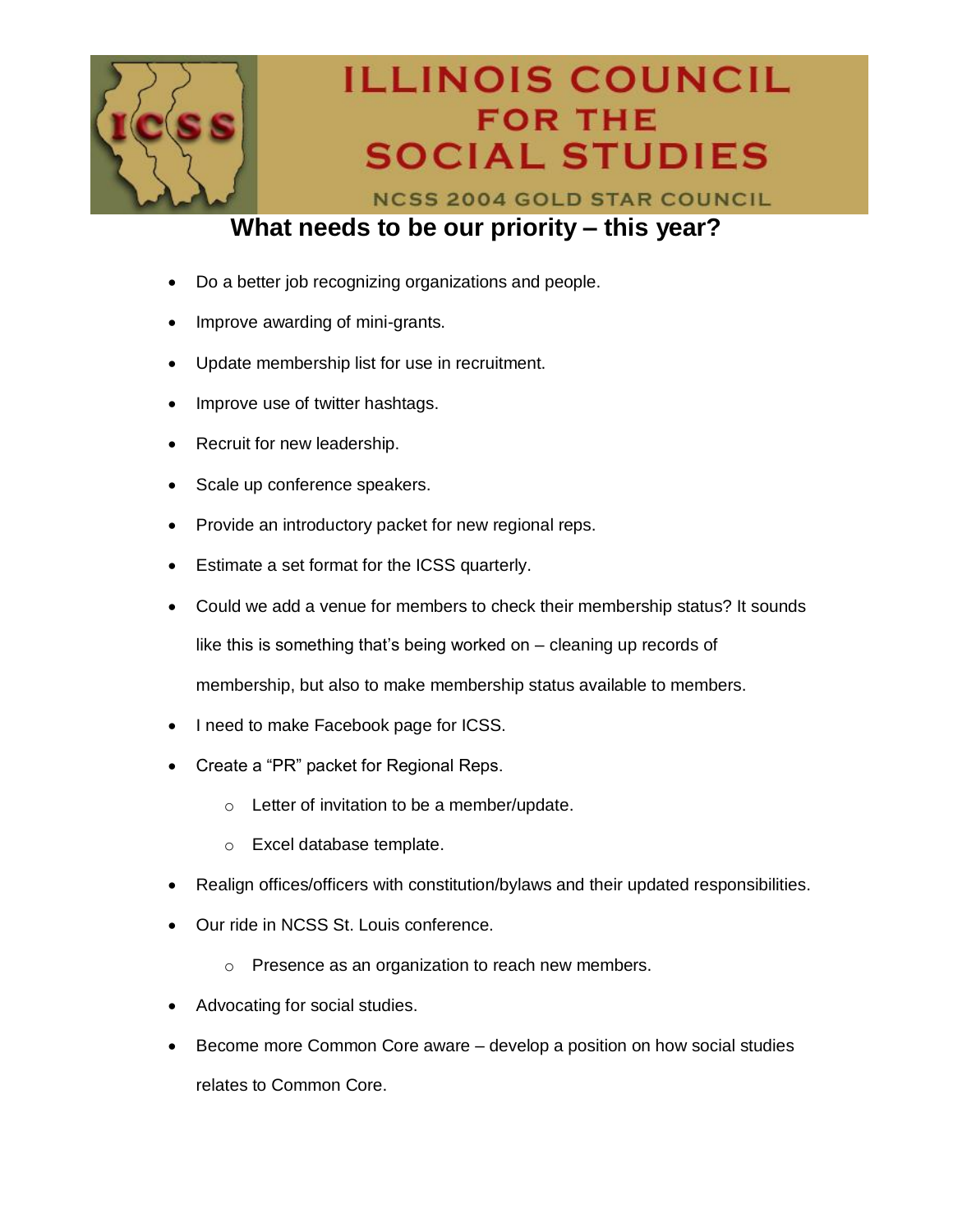# ILLINOIS COUNCIL FOR THE SOCIAL STUDIES

NCSS 2004 GOLD STAR COUNCIL

## What needs to be our priority – this year?

- Do a better job recognizing organizations and people.
- Improve awarding of mini-grants.
- Update membership list for use in recruitment.
- Improve use of twitter hashtags.
- Recruit for new leadership.
- Scale up conference speakers.
- Provide an introductory packet for new regional reps.
- Estimate a set format for the ICSS quarterly.
- Could we add a venue for members to check their membership status? It sounds like this is something that's being worked on – cleaning up records of membership, but also to make membership status available to members.
- I need to make Facebook page for ICSS.
- Create a "PR" packet for Regional Reps.
  - Letter of invitation to be a member/update.
  - Excel database template.
- Realign offices/officers with constitution/bylaws and their updated responsibilities.
- Our ride in NCSS St. Louis conference.
  - Presence as an organization to reach new members.
- Advocating for social studies.
- Become more Common Core aware – develop a position on how social studies relates to Common Core.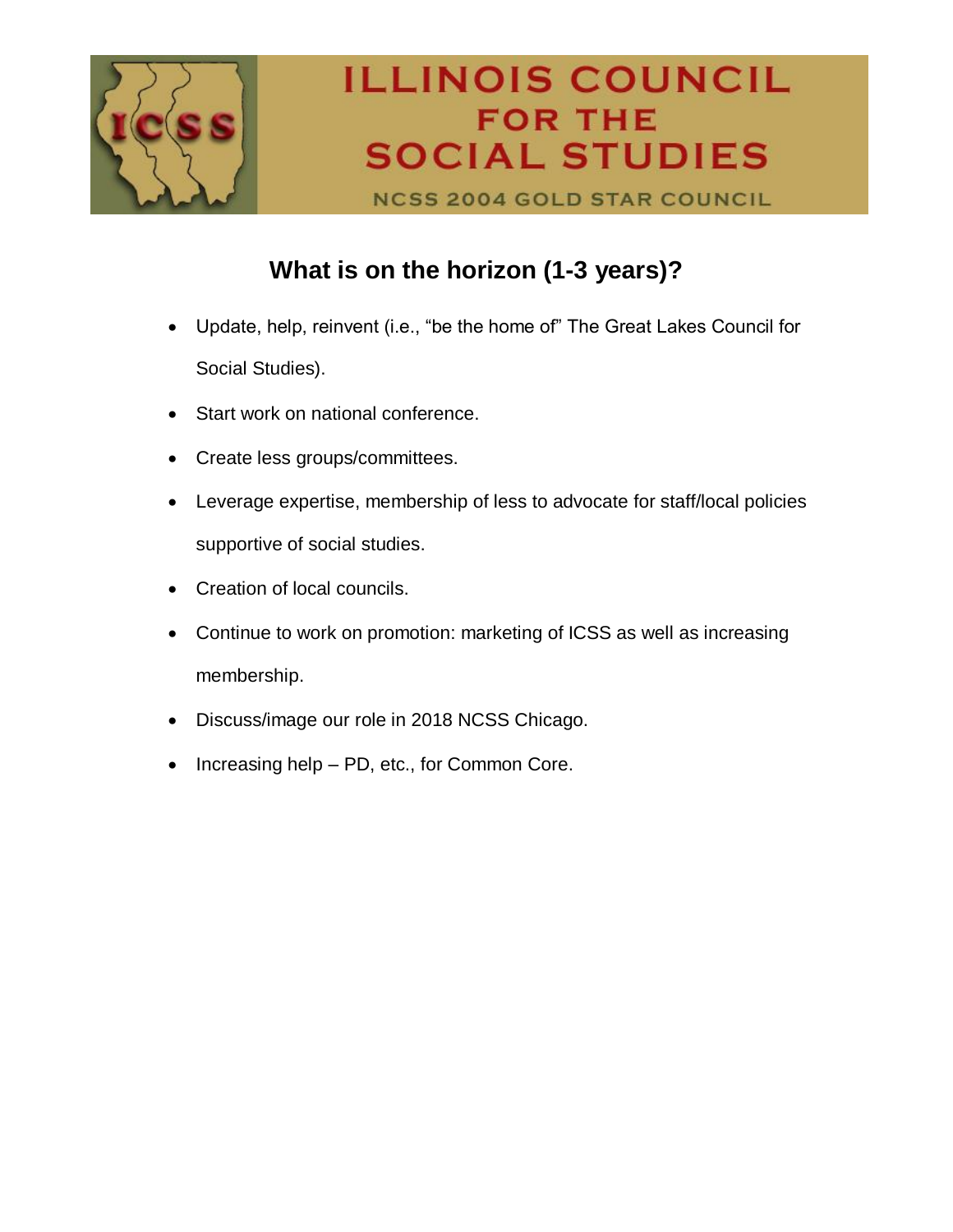# ILLINOIS COUNCIL FOR THE SOCIAL STUDIES

NCSS 2004 GOLD STAR COUNCIL

## What is on the horizon (1-3 years)?

- Update, help, reinvent (i.e., “be the home of” The Great Lakes Council for Social Studies).
- Start work on national conference.
- Create less groups/committees.
- Leverage expertise, membership of less to advocate for staff/local policies supportive of social studies.
- Creation of local councils.
- Continue to work on promotion: marketing of ICSS as well as increasing membership.
- Discuss/image our role in 2018 NCSS Chicago.
- Increasing help – PD, etc., for Common Core.